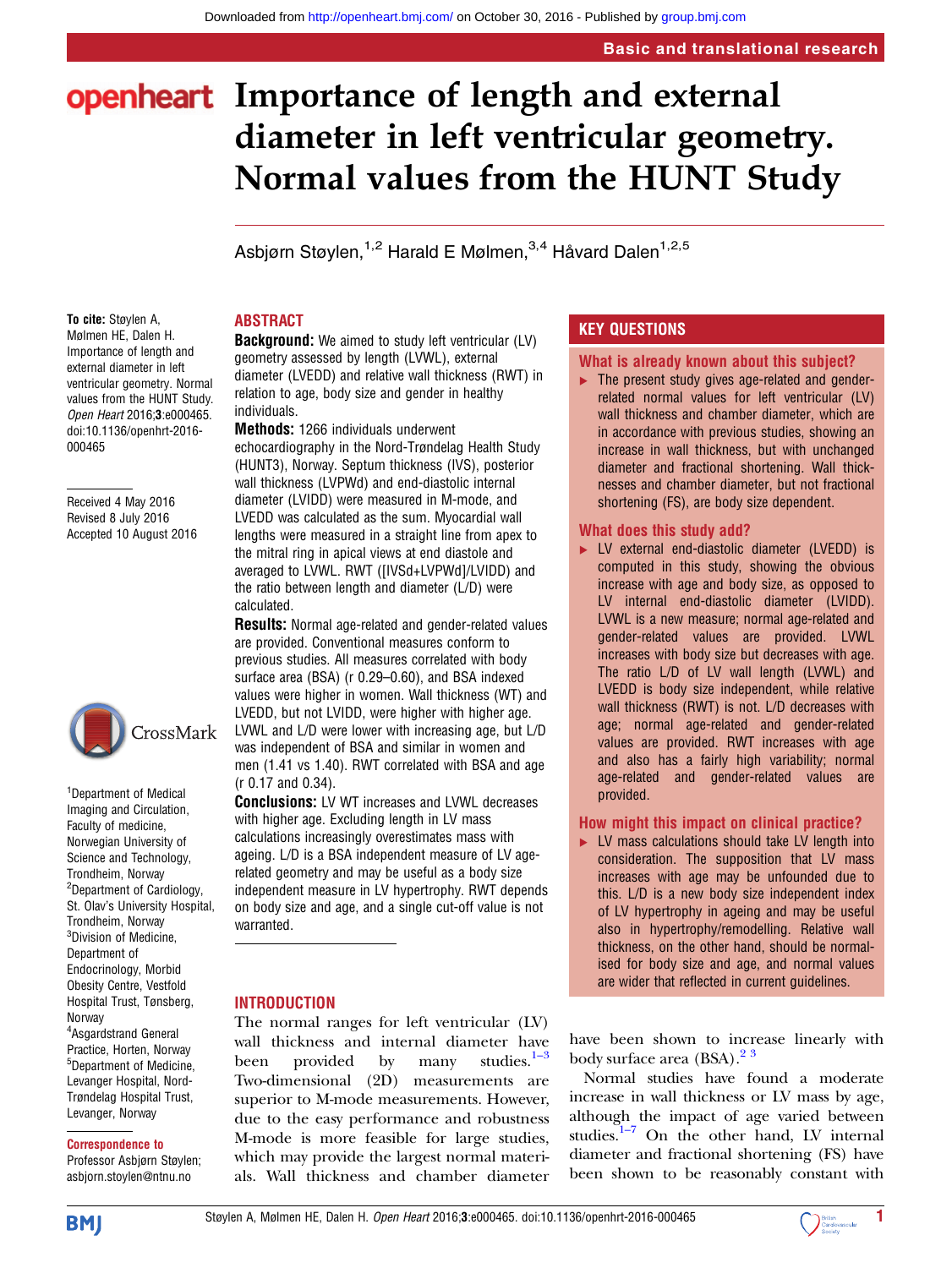# Importance of length and external diameter in left ventricular geometry. Normal values from the HUNT Study

Asbjørn Støylen,[1,2] Harald E Mølmen,[3,4] Håvard Dalen[1,2,5]

**To cite:** Støylen A, Mølmen HE, Dalen H. Importance of length and external diameter in left ventricular geometry. Normal values from the HUNT Study. *Open Heart* 2016;**3**:e000465. doi:10.1136/openhrt-2016-000465

Received 4 May 2016
Revised 8 July 2016
Accepted 10 August 2016

[1]Department of Medical Imaging and Circulation, Faculty of medicine, Norwegian University of Science and Technology, Trondheim, Norway
[2]Department of Cardiology, St. Olav's University Hospital, Trondheim, Norway
[3]Division of Medicine, Department of Endocrinology, Morbid Obesity Centre, Vestfold Hospital Trust, Tønsberg, Norway
[4]Asgardstrand General Practice, Horten, Norway
[5]Department of Medicine, Levanger Hospital, Nord-Trøndelag Hospital Trust, Levanger, Norway

**Correspondence to**
Professor Asbjørn Støylen; asbjorn.stoylen@ntnu.no

## ABSTRACT

**Background:** We aimed to study left ventricular (LV) geometry assessed by length (LVWL), external diameter (LVEDD) and relative wall thickness (RWT) in relation to age, body size and gender in healthy individuals.

**Methods:** 1266 individuals underwent echocardiography in the Nord-Trøndelag Health Study (HUNT3), Norway. Septum thickness (IVS), posterior wall thickness (LVPWd) and end-diastolic internal diameter (LVIDD) were measured in M-mode, and LVEDD was calculated as the sum. Myocardial wall lengths were measured in a straight line from apex to the mitral ring in apical views at end diastole and averaged to LVWL. RWT ([IVSd+LVPWd]/LVIDD) and the ratio between length and diameter (L/D) were calculated.

**Results:** Normal age-related and gender-related values are provided. Conventional measures conform to previous studies. All measures correlated with body surface area (BSA) (r 0.29–0.60), and BSA indexed values were higher in women. Wall thickness (WT) and LVEDD, but not LVIDD, were higher with higher age. LVWL and L/D were lower with increasing age, but L/D was independent of BSA and similar in women and men (1.41 vs 1.40). RWT correlated with BSA and age (r 0.17 and 0.34).

**Conclusions:** LV WT increases and LVWL decreases with higher age. Excluding length in LV mass calculations increasingly overestimates mass with ageing. L/D is a BSA independent measure of LV age-related geometry and may be useful as a body size independent measure in LV hypertrophy. RWT depends on body size and age, and a single cut-off value is not warranted.

## KEY QUESTIONS

### What is already known about this subject?

- The present study gives age-related and gender-related normal values for left ventricular (LV) wall thickness and chamber diameter, which are in accordance with previous studies, showing an increase in wall thickness, but with unchanged diameter and fractional shortening. Wall thicknesses and chamber diameter, but not fractional shortening (FS), are body size dependent.

### What does this study add?

- LV external end-diastolic diameter (LVEDD) is computed in this study, showing the obvious increase with age and body size, as opposed to LV internal end-diastolic diameter (LVIDD). LVWL is a new measure; normal age-related and gender-related values are provided. LVWL increases with body size but decreases with age. The ratio L/D of LV wall length (LVWL) and LVEDD is body size independent, while relative wall thickness (RWT) is not. L/D decreases with age; normal age-related and gender-related values are provided. RWT increases with age and also has a fairly high variability; normal age-related and gender-related values are provided.

### How might this impact on clinical practice?

- LV mass calculations should take LV length into consideration. The supposition that LV mass increases with age may be unfounded due to this. L/D is a new body size independent index of LV hypertrophy in ageing and may be useful also in hypertrophy/remodelling. Relative wall thickness, on the other hand, should be normalised for body size and age, and normal values are wider that reflected in current guidelines.

## INTRODUCTION

The normal ranges for left ventricular (LV) wall thickness and internal diameter have been provided by many studies.[1–3] Two-dimensional (2D) measurements are superior to M-mode measurements. However, due to the easy performance and robustness M-mode is more feasible for large studies, which may provide the largest normal materials. Wall thickness and chamber diameter have been shown to increase linearly with body surface area (BSA).[2 3]

Normal studies have found a moderate increase in wall thickness or LV mass by age, although the impact of age varied between studies.[1–7] On the other hand, LV internal diameter and fractional shortening (FS) have been shown to be reasonably constant with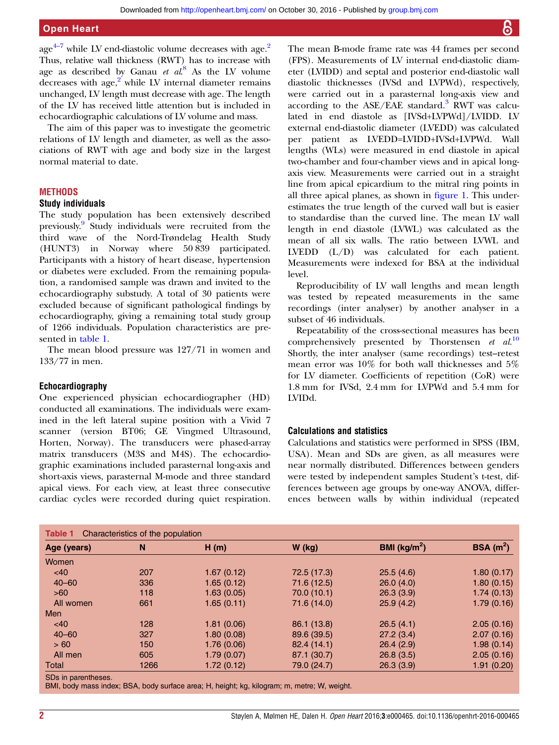age[4–7] while LV end-diastolic volume decreases with age.[2] Thus, relative wall thickness (RWT) has to increase with age as described by Ganau *et al*.[8] As the LV volume decreases with age,[2] while LV internal diameter remains unchanged, LV length must decrease with age. The length of the LV has received little attention but is included in echocardiographic calculations of LV volume and mass.

The aim of this paper was to investigate the geometric relations of LV length and diameter, as well as the associations of RWT with age and body size in the largest normal material to date.

## METHODS

### Study individuals

The study population has been extensively described previously.[9] Study individuals were recruited from the third wave of the Nord-Trøndelag Health Study (HUNT3) in Norway where 50 839 participated. Participants with a history of heart disease, hypertension or diabetes were excluded. From the remaining population, a randomised sample was drawn and invited to the echocardiography substudy. A total of 30 patients were excluded because of significant pathological findings by echocardiography, giving a remaining total study group of 1266 individuals. Population characteristics are presented in table 1.

The mean blood pressure was 127/71 in women and 133/77 in men.

### Echocardiography

One experienced physician echocardiographer (HD) conducted all examinations. The individuals were examined in the left lateral supine position with a Vivid 7 scanner (version BT06; GE Vingmed Ultrasound, Horten, Norway). The transducers were phased-array matrix transducers (M3S and M4S). The echocardiographic examinations included parasternal long-axis and short-axis views, parasternal M-mode and three standard apical views. For each view, at least three consecutive cardiac cycles were recorded during quiet respiration. The mean B-mode frame rate was 44 frames per second (FPS). Measurements of LV internal end-diastolic diameter (LVIDD) and septal and posterior end-diastolic wall diastolic thicknesses (IVSd and LVPWd), respectively, were carried out in a parasternal long-axis view and according to the ASE/EAE standard.[3] RWT was calculated in end diastole as [IVSd+LVPWd]/LVIDD. LV external end-diastolic diameter (LVEDD) was calculated per patient as LVEDD=LVIDD+IVSd+LVPWd. Wall lengths (WLs) were measured in end diastole in apical two-chamber and four-chamber views and in apical long-axis view. Measurements were carried out in a straight line from apical epicardium to the mitral ring points in all three apical planes, as shown in figure 1. This underestimates the true length of the curved wall but is easier to standardise than the curved line. The mean LV wall length in end diastole (LVWL) was calculated as the mean of all six walls. The ratio between LVWL and LVEDD (L/D) was calculated for each patient. Measurements were indexed for BSA at the individual level.

Reproducibility of LV wall lengths and mean length was tested by repeated measurements in the same recordings (inter analyser) by another analyser in a subset of 46 individuals.

Repeatability of the cross-sectional measures has been comprehensively presented by Thorstensen *et al*.[10] Shortly, the inter analyser (same recordings) test–retest mean error was 10% for both wall thicknesses and 5% for LV diameter. Coefficients of repetition (CoR) were 1.8 mm for IVSd, 2.4 mm for LVPWd and 5.4 mm for LVIDd.

### Calculations and statistics

Calculations and statistics were performed in SPSS (IBM, USA). Mean and SDs are given, as all measures were near normally distributed. Differences between genders were tested by independent samples Student's t-test, differences between age groups by one-way ANOVA, differences between walls by within individual (repeated

**Table 1** Characteristics of the population

| Age (years) | N | H (m) | W (kg) | BMI (kg/m$^2$) | BSA (m$^2$) |
|---|---|---|---|---|---|
| Women | | | | | |
| <40 | 207 | 1.67 (0.12) | 72.5 (17.3) | 25.5 (4.6) | 1.80 (0.17) |
| 40–60 | 336 | 1.65 (0.12) | 71.6 (12.5) | 26.0 (4.0) | 1.80 (0.15) |
| >60 | 118 | 1.63 (0.05) | 70.0 (10.1) | 26.3 (3.9) | 1.74 (0.13) |
| All women | 661 | 1.65 (0.11) | 71.6 (14.0) | 25.9 (4.2) | 1.79 (0.16) |
| Men | | | | | |
| <40 | 128 | 1.81 (0.06) | 86.1 (13.8) | 26.5 (4.1) | 2.05 (0.16) |
| 40–60 | 327 | 1.80 (0.08) | 89.6 (39.5) | 27.2 (3.4) | 2.07 (0.16) |
| > 60 | 150 | 1.76 (0.06) | 82.4 (14.1) | 26.4 (2.9) | 1.98 (0.14) |
| All men | 605 | 1.79 (0.07) | 87.1 (30.7) | 26.8 (3.5) | 2.05 (0.16) |
| Total | 1266 | 1.72 (0.12) | 79.0 (24.7) | 26.3 (3.9) | 1.91 (0.20) |

SDs in parentheses.
BMI, body mass index; BSA, body surface area; H, height; kg, kilogram; m, metre; W, weight.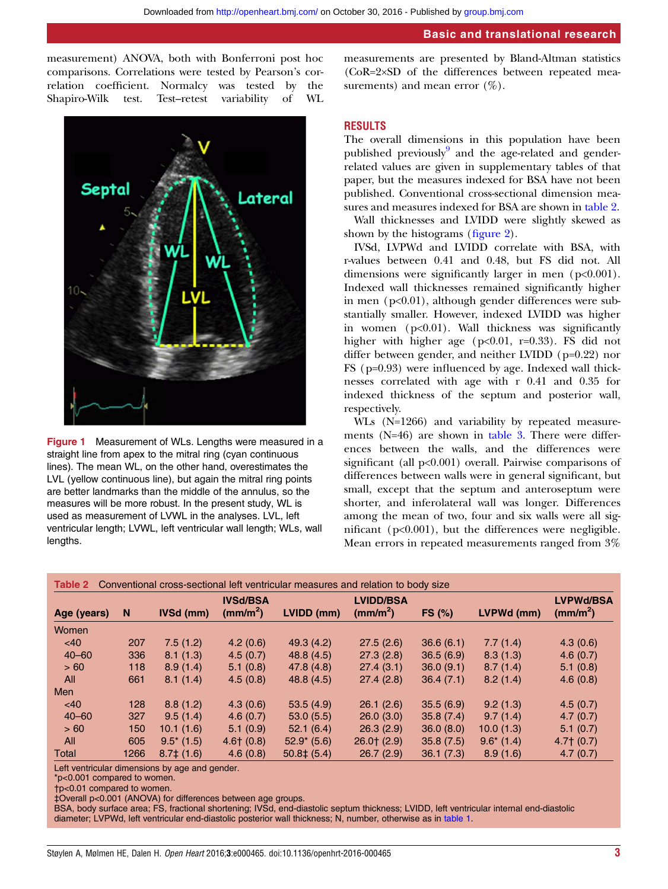measurement) ANOVA, both with Bonferroni post hoc comparisons. Correlations were tested by Pearson's correlation coefficient. Normalcy was tested by the Shapiro-Wilk test. Test–retest variability of WL measurements are presented by Bland-Altman statistics (CoR=2×SD of the differences between repeated measurements) and mean error (%).

Figure 1 Measurement of WLs. Lengths were measured in a straight line from apex to the mitral ring (cyan continuous lines). The mean WL, on the other hand, overestimates the LVL (yellow continuous line), but again the mitral ring points are better landmarks than the middle of the annulus, so the measures will be more robust. In the present study, WL is used as measurement of LVWL in the analyses. LVL, left ventricular length; LVWL, left ventricular wall length; WLs, wall lengths.

## RESULTS

The overall dimensions in this population have been published previously[9] and the age-related and gender-related values are given in supplementary tables of that paper, but the measures indexed for BSA have not been published. Conventional cross-sectional dimension measures and measures indexed for BSA are shown in table 2.

Wall thicknesses and LVIDD were slightly skewed as shown by the histograms (figure 2).

IVSd, LVPWd and LVIDD correlate with BSA, with r-values between 0.41 and 0.48, but FS did not. All dimensions were significantly larger in men (p<0.001). Indexed wall thicknesses remained significantly higher in men (p<0.01), although gender differences were substantially smaller. However, indexed LVIDD was higher in women (p<0.01). Wall thickness was significantly higher with higher age (p<0.01, r=0.33). FS did not differ between gender, and neither LVIDD (p=0.22) nor FS (p=0.93) were influenced by age. Indexed wall thicknesses correlated with age with r 0.41 and 0.35 for indexed thickness of the septum and posterior wall, respectively.

WLs (N=1266) and variability by repeated measurements (N=46) are shown in table 3. There were differences between the walls, and the differences were significant (all p<0.001) overall. Pairwise comparisons of differences between walls were in general significant, but small, except that the septum and anteroseptum were shorter, and inferolateral wall was longer. Differences among the mean of two, four and six walls were all significant (p<0.001), but the differences were negligible. Mean errors in repeated measurements ranged from 3%

**Table 2** Conventional cross-sectional left ventricular measures and relation to body size

| Age (years) | N | IVSd (mm) | IVSd/BSA (mm/m²) | LVIDD (mm) | LVIDD/BSA (mm/m²) | FS (%) | LVPWd (mm) | LVPWd/BSA (mm/m²) |
|---|---|---|---|---|---|---|---|---|
| Women | | | | | | | | |
| <40 | 207 | 7.5 (1.2) | 4.2 (0.6) | 49.3 (4.2) | 27.5 (2.6) | 36.6 (6.1) | 7.7 (1.4) | 4.3 (0.6) |
| 40–60 | 336 | 8.1 (1.3) | 4.5 (0.7) | 48.8 (4.5) | 27.3 (2.8) | 36.5 (6.9) | 8.3 (1.3) | 4.6 (0.7) |
| > 60 | 118 | 8.9 (1.4) | 5.1 (0.8) | 47.8 (4.8) | 27.4 (3.1) | 36.0 (9.1) | 8.7 (1.4) | 5.1 (0.8) |
| All | 661 | 8.1 (1.4) | 4.5 (0.8) | 48.8 (4.5) | 27.4 (2.8) | 36.4 (7.1) | 8.2 (1.4) | 4.6 (0.8) |
| Men | | | | | | | | |
| <40 | 128 | 8.8 (1.2) | 4.3 (0.6) | 53.5 (4.9) | 26.1 (2.6) | 35.5 (6.9) | 9.2 (1.3) | 4.5 (0.7) |
| 40–60 | 327 | 9.5 (1.4) | 4.6 (0.7) | 53.0 (5.5) | 26.0 (3.0) | 35.8 (7.4) | 9.7 (1.4) | 4.7 (0.7) |
| > 60 | 150 | 10.1 (1.6) | 5.1 (0.9) | 52.1 (6.4) | 26.3 (2.9) | 36.0 (8.0) | 10.0 (1.3) | 5.1 (0.7) |
| All | 605 | 9.5* (1.5) | 4.6† (0.8) | 52.9* (5.6) | 26.0† (2.9) | 35.8 (7.5) | 9.6* (1.4) | 4.7† (0.7) |
| Total | 1266 | 8.7‡ (1.6) | 4.6 (0.8) | 50.8‡ (5.4) | 26.7 (2.9) | 36.1 (7.3) | 8.9 (1.6) | 4.7 (0.7) |

Left ventricular dimensions by age and gender.
*p<0.001 compared to women.
†p<0.01 compared to women.
‡Overall p<0.001 (ANOVA) for differences between age groups.
BSA, body surface area; FS, fractional shortening; IVSd, end-diastolic septum thickness; LVIDD, left ventricular internal end-diastolic diameter; LVPWd, left ventricular end-diastolic posterior wall thickness; N, number, otherwise as in table 1.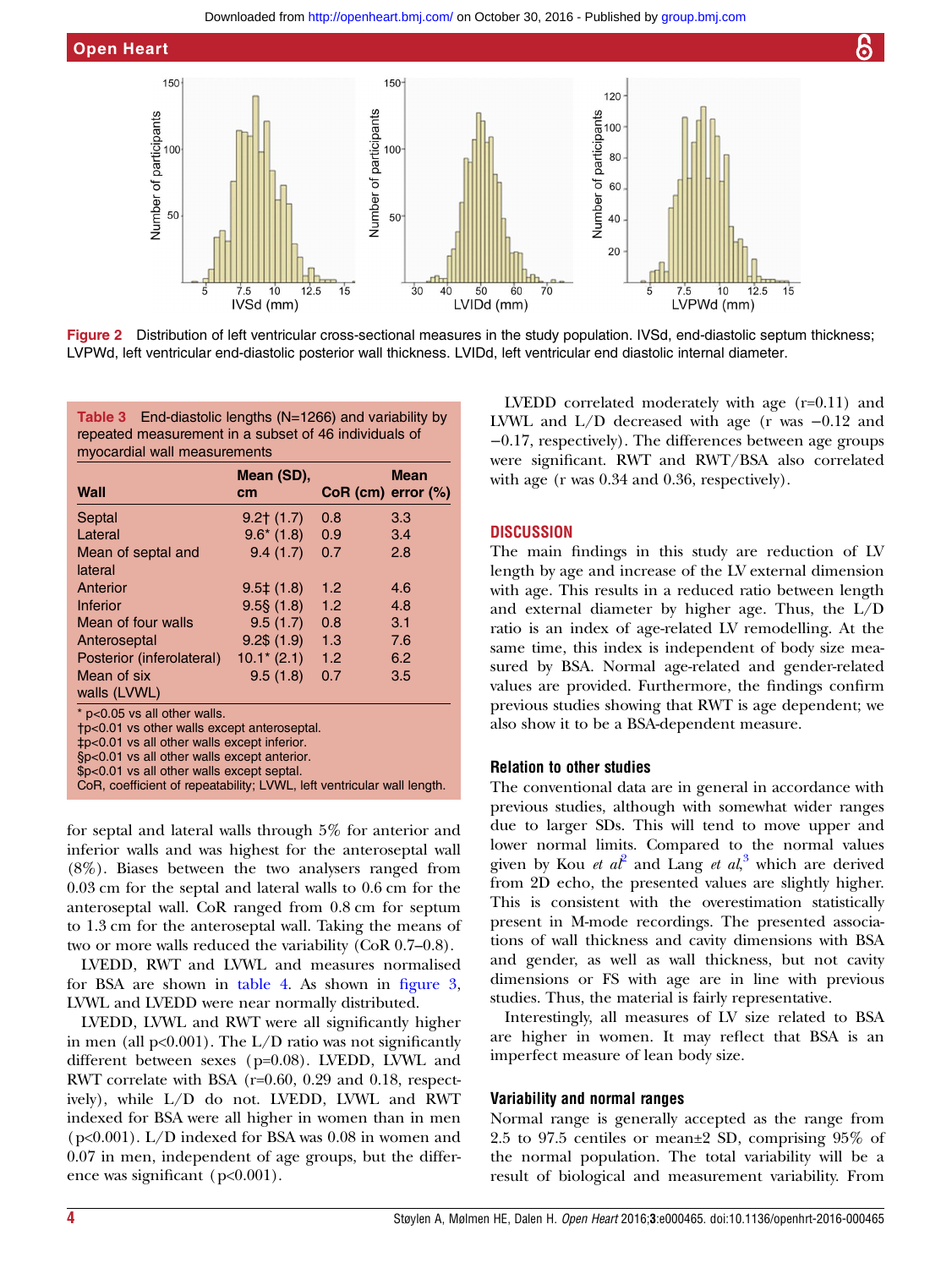Figure 2 Distribution of left ventricular cross-sectional measures in the study population. IVSd, end-diastolic septum thickness; LVPWd, left ventricular end-diastolic posterior wall thickness. LVIDd, left ventricular end diastolic internal diameter.

**Table 3** End-diastolic lengths (N=1266) and variability by repeated measurement in a subset of 46 individuals of myocardial wall measurements

| Wall | Mean (SD), cm | CoR (cm) | Mean error (%) |
|---|---|---|---|
| Septal | 9.2† (1.7) | 0.8 | 3.3 |
| Lateral | 9.6* (1.8) | 0.9 | 3.4 |
| Mean of septal and lateral | 9.4 (1.7) | 0.7 | 2.8 |
| Anterior | 9.5‡ (1.8) | 1.2 | 4.6 |
| Inferior | 9.5§ (1.8) | 1.2 | 4.8 |
| Mean of four walls | 9.5 (1.7) | 0.8 | 3.1 |
| Anteroseptal | 9.2$ (1.9) | 1.3 | 7.6 |
| Posterior (inferolateral) | 10.1* (2.1) | 1.2 | 6.2 |
| Mean of six walls (LVWL) | 9.5 (1.8) | 0.7 | 3.5 |

\* p<0.05 vs all other walls.
†p<0.01 vs other walls except anteroseptal.
‡p<0.01 vs all other walls except inferior.
§p<0.01 vs all other walls except anterior.
$p<0.01 vs all other walls except septal.
CoR, coefficient of repeatability; LVWL, left ventricular wall length.

for septal and lateral walls through 5% for anterior and inferior walls and was highest for the anteroseptal wall (8%). Biases between the two analysers ranged from 0.03 cm for the septal and lateral walls to 0.6 cm for the anteroseptal wall. CoR ranged from 0.8 cm for septum to 1.3 cm for the anteroseptal wall. Taking the means of two or more walls reduced the variability (CoR 0.7–0.8).

LVEDD, RWT and LVWL and measures normalised for BSA are shown in table 4. As shown in figure 3, LVWL and LVEDD were near normally distributed.

LVEDD, LVWL and RWT were all significantly higher in men (all p<0.001). The L/D ratio was not significantly different between sexes (p=0.08). LVEDD, LVWL and RWT correlate with BSA (r=0.60, 0.29 and 0.18, respectively), while L/D do not. LVEDD, LVWL and RWT indexed for BSA were all higher in women than in men (p<0.001). L/D indexed for BSA was 0.08 in women and 0.07 in men, independent of age groups, but the difference was significant (p<0.001).

LVEDD correlated moderately with age (r=0.11) and LVWL and L/D decreased with age (r was −0.12 and −0.17, respectively). The differences between age groups were significant. RWT and RWT/BSA also correlated with age (r was 0.34 and 0.36, respectively).

## DISCUSSION

The main findings in this study are reduction of LV length by age and increase of the LV external dimension with age. This results in a reduced ratio between length and external diameter by higher age. Thus, the L/D ratio is an index of age-related LV remodelling. At the same time, this index is independent of body size measured by BSA. Normal age-related and gender-related values are provided. Furthermore, the findings confirm previous studies showing that RWT is age dependent; we also show it to be a BSA-dependent measure.

### Relation to other studies

The conventional data are in general in accordance with previous studies, although with somewhat wider ranges due to larger SDs. This will tend to move upper and lower normal limits. Compared to the normal values given by Kou *et al*[2] and Lang *et al*,[3] which are derived from 2D echo, the presented values are slightly higher. This is consistent with the overestimation statistically present in M-mode recordings. The presented associations of wall thickness and cavity dimensions with BSA and gender, as well as wall thickness, but not cavity dimensions or FS with age are in line with previous studies. Thus, the material is fairly representative.

Interestingly, all measures of LV size related to BSA are higher in women. It may reflect that BSA is an imperfect measure of lean body size.

### Variability and normal ranges

Normal range is generally accepted as the range from 2.5 to 97.5 centiles or mean±2 SD, comprising 95% of the normal population. The total variability will be a result of biological and measurement variability. From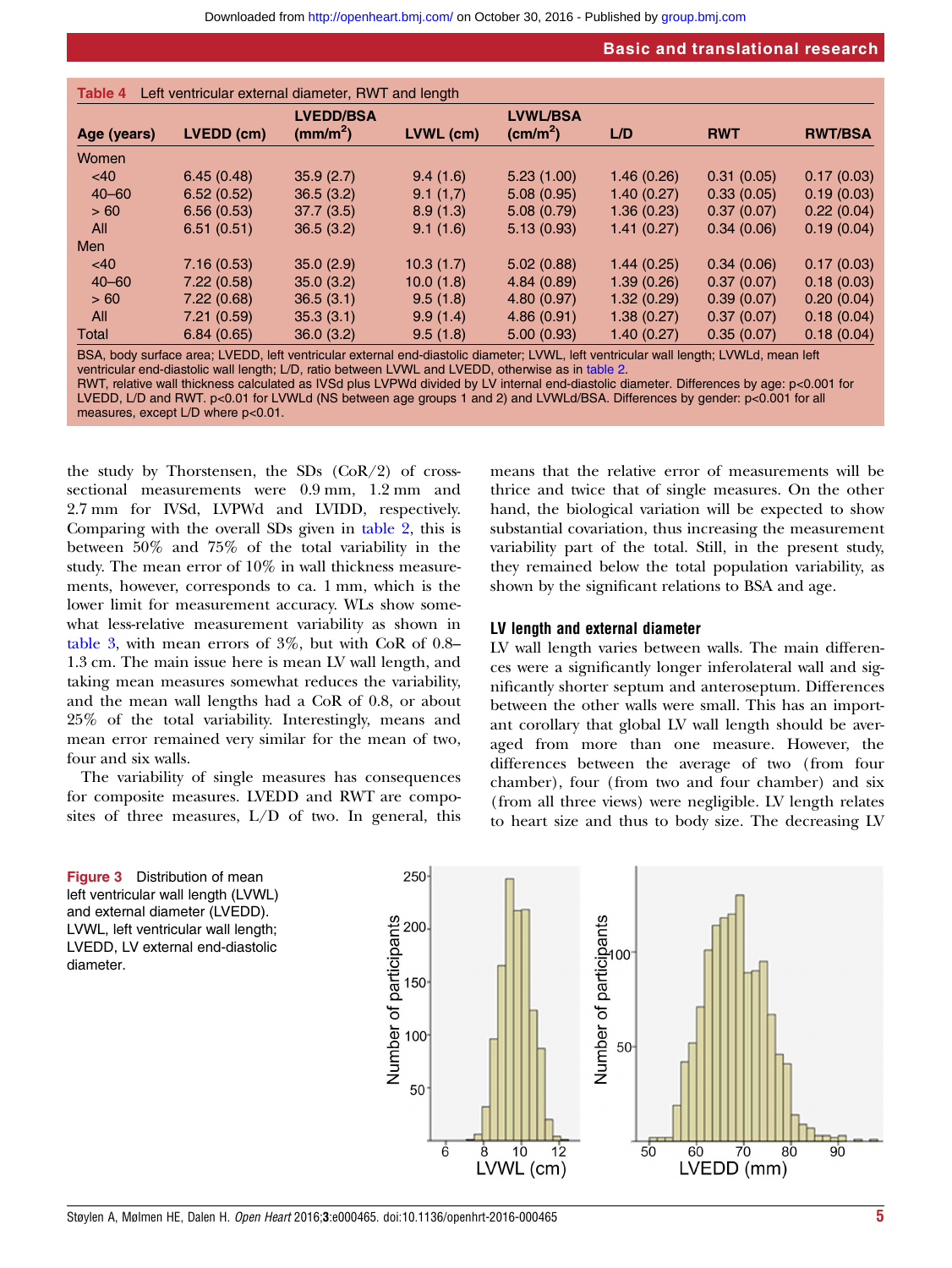**Table 4** Left ventricular external diameter, RWT and length

| Age (years) | LVEDD (cm) | LVEDD/BSA ($mm/m^2$) | LVWL (cm) | LVWL/BSA ($cm/m^2$) | L/D | RWT | RWT/BSA |
|---|---|---|---|---|---|---|---|
| Women | | | | | | | |
| <40 | 6.45 (0.48) | 35.9 (2.7) | 9.4 (1.6) | 5.23 (1.00) | 1.46 (0.26) | 0.31 (0.05) | 0.17 (0.03) |
| 40–60 | 6.52 (0.52) | 36.5 (3.2) | 9.1 (1,7) | 5.08 (0.95) | 1.40 (0.27) | 0.33 (0.05) | 0.19 (0.03) |
| > 60 | 6.56 (0.53) | 37.7 (3.5) | 8.9 (1.3) | 5.08 (0.79) | 1.36 (0.23) | 0.37 (0.07) | 0.22 (0.04) |
| All | 6.51 (0.51) | 36.5 (3.2) | 9.1 (1.6) | 5.13 (0.93) | 1.41 (0.27) | 0.34 (0.06) | 0.19 (0.04) |
| Men | | | | | | | |
| <40 | 7.16 (0.53) | 35.0 (2.9) | 10.3 (1.7) | 5.02 (0.88) | 1.44 (0.25) | 0.34 (0.06) | 0.17 (0.03) |
| 40–60 | 7.22 (0.58) | 35.0 (3.2) | 10.0 (1.8) | 4.84 (0.89) | 1.39 (0.26) | 0.37 (0.07) | 0.18 (0.03) |
| > 60 | 7.22 (0.68) | 36.5 (3.1) | 9.5 (1.8) | 4.80 (0.97) | 1.32 (0.29) | 0.39 (0.07) | 0.20 (0.04) |
| All | 7.21 (0.59) | 35.3 (3.1) | 9.9 (1.4) | 4.86 (0.91) | 1.38 (0.27) | 0.37 (0.07) | 0.18 (0.04) |
| Total | 6.84 (0.65) | 36.0 (3.2) | 9.5 (1.8) | 5.00 (0.93) | 1.40 (0.27) | 0.35 (0.07) | 0.18 (0.04) |

BSA, body surface area; LVEDD, left ventricular external end-diastolic diameter; LVWL, left ventricular wall length; LVWLd, mean left ventricular end-diastolic wall length; L/D, ratio between LVWL and LVEDD, otherwise as in table 2.
RWT, relative wall thickness calculated as IVSd plus LVPWd divided by LV internal end-diastolic diameter. Differences by age: p<0.001 for LVEDD, L/D and RWT. p<0.01 for LVWLd (NS between age groups 1 and 2) and LVWLd/BSA. Differences by gender: p<0.001 for all measures, except L/D where p<0.01.

the study by Thorstensen, the SDs (CoR/2) of cross-sectional measurements were 0.9 mm, 1.2 mm and 2.7 mm for IVSd, LVPWd and LVIDD, respectively. Comparing with the overall SDs given in table 2, this is between 50% and 75% of the total variability in the study. The mean error of 10% in wall thickness measurements, however, corresponds to ca. 1 mm, which is the lower limit for measurement accuracy. WLs show somewhat less-relative measurement variability as shown in table 3, with mean errors of 3%, but with CoR of 0.8–1.3 cm. The main issue here is mean LV wall length, and taking mean measures somewhat reduces the variability, and the mean wall lengths had a CoR of 0.8, or about 25% of the total variability. Interestingly, means and mean error remained very similar for the mean of two, four and six walls.

The variability of single measures has consequences for composite measures. LVEDD and RWT are composites of three measures, L/D of two. In general, this means that the relative error of measurements will be thrice and twice that of single measures. On the other hand, the biological variation will be expected to show substantial covariation, thus increasing the measurement variability part of the total. Still, in the present study, they remained below the total population variability, as shown by the significant relations to BSA and age.

### LV length and external diameter

LV wall length varies between walls. The main differences were a significantly longer inferolateral wall and significantly shorter septum and anteroseptum. Differences between the other walls were small. This has an important corollary that global LV wall length should be averaged from more than one measure. However, the differences between the average of two (from four chamber), four (from two and four chamber) and six (from all three views) were negligible. LV length relates to heart size and thus to body size. The decreasing LV

**Figure 3** Distribution of mean left ventricular wall length (LVWL) and external diameter (LVEDD). LVWL, left ventricular wall length; LVEDD, LV external end-diastolic diameter.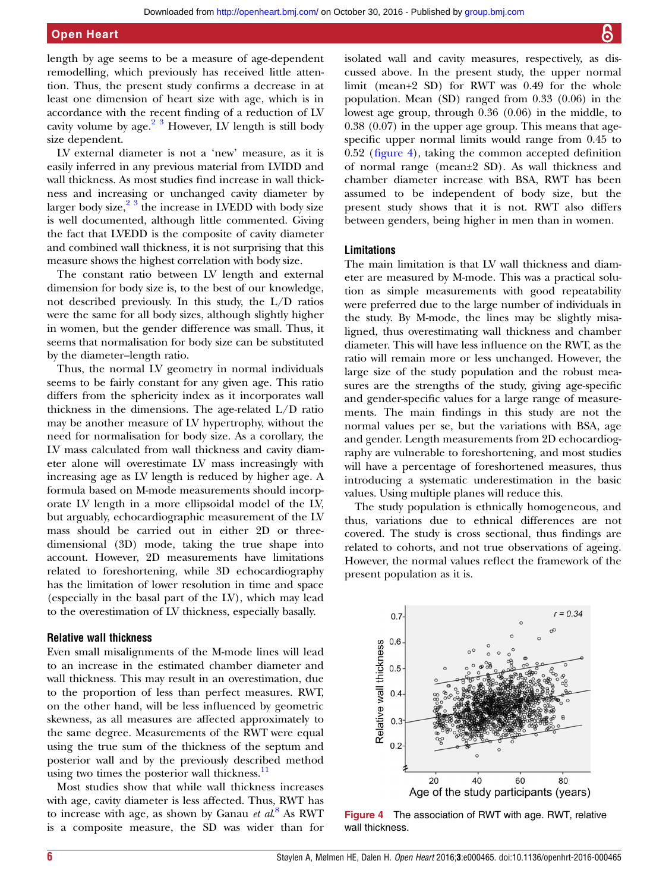length by age seems to be a measure of age-dependent remodelling, which previously has received little attention. Thus, the present study confirms a decrease in at least one dimension of heart size with age, which is in accordance with the recent finding of a reduction of LV cavity volume by age.[2 3] However, LV length is still body size dependent.

LV external diameter is not a 'new' measure, as it is easily inferred in any previous material from LVIDD and wall thickness. As most studies find increase in wall thickness and increasing or unchanged cavity diameter by larger body size,[2 3] the increase in LVEDD with body size is well documented, although little commented. Giving the fact that LVEDD is the composite of cavity diameter and combined wall thickness, it is not surprising that this measure shows the highest correlation with body size.

The constant ratio between LV length and external dimension for body size is, to the best of our knowledge, not described previously. In this study, the L/D ratios were the same for all body sizes, although slightly higher in women, but the gender difference was small. Thus, it seems that normalisation for body size can be substituted by the diameter–length ratio.

Thus, the normal LV geometry in normal individuals seems to be fairly constant for any given age. This ratio differs from the sphericity index as it incorporates wall thickness in the dimensions. The age-related L/D ratio may be another measure of LV hypertrophy, without the need for normalisation for body size. As a corollary, the LV mass calculated from wall thickness and cavity diameter alone will overestimate LV mass increasingly with increasing age as LV length is reduced by higher age. A formula based on M-mode measurements should incorporate LV length in a more ellipsoidal model of the LV, but arguably, echocardiographic measurement of the LV mass should be carried out in either 2D or three-dimensional (3D) mode, taking the true shape into account. However, 2D measurements have limitations related to foreshortening, while 3D echocardiography has the limitation of lower resolution in time and space (especially in the basal part of the LV), which may lead to the overestimation of LV thickness, especially basally.

### Relative wall thickness

Even small misalignments of the M-mode lines will lead to an increase in the estimated chamber diameter and wall thickness. This may result in an overestimation, due to the proportion of less than perfect measures. RWT, on the other hand, will be less influenced by geometric skewness, as all measures are affected approximately to the same degree. Measurements of the RWT were equal using the true sum of the thickness of the septum and posterior wall and by the previously described method using two times the posterior wall thickness.[11]

Most studies show that while wall thickness increases with age, cavity diameter is less affected. Thus, RWT has to increase with age, as shown by Ganau *et al*.[8] As RWT is a composite measure, the SD was wider than for isolated wall and cavity measures, respectively, as discussed above. In the present study, the upper normal limit (mean+2 SD) for RWT was 0.49 for the whole population. Mean (SD) ranged from 0.33 (0.06) in the lowest age group, through 0.36 (0.06) in the middle, to 0.38 (0.07) in the upper age group. This means that age-specific upper normal limits would range from 0.45 to 0.52 (figure 4), taking the common accepted definition of normal range (mean±2 SD). As wall thickness and chamber diameter increase with BSA, RWT has been assumed to be independent of body size, but the present study shows that it is not. RWT also differs between genders, being higher in men than in women.

### Limitations

The main limitation is that LV wall thickness and diameter are measured by M-mode. This was a practical solution as simple measurements with good repeatability were preferred due to the large number of individuals in the study. By M-mode, the lines may be slightly misaligned, thus overestimating wall thickness and chamber diameter. This will have less influence on the RWT, as the ratio will remain more or less unchanged. However, the large size of the study population and the robust measures are the strengths of the study, giving age-specific and gender-specific values for a large range of measurements. The main findings in this study are not the normal values per se, but the variations with BSA, age and gender. Length measurements from 2D echocardiography are vulnerable to foreshortening, and most studies will have a percentage of foreshortened measures, thus introducing a systematic underestimation in the basic values. Using multiple planes will reduce this.

The study population is ethnically homogeneous, and thus, variations due to ethnical differences are not covered. The study is cross sectional, thus findings are related to cohorts, and not true observations of ageing. However, the normal values reflect the framework of the present population as it is.

**Figure 4** The association of RWT with age. RWT, relative wall thickness.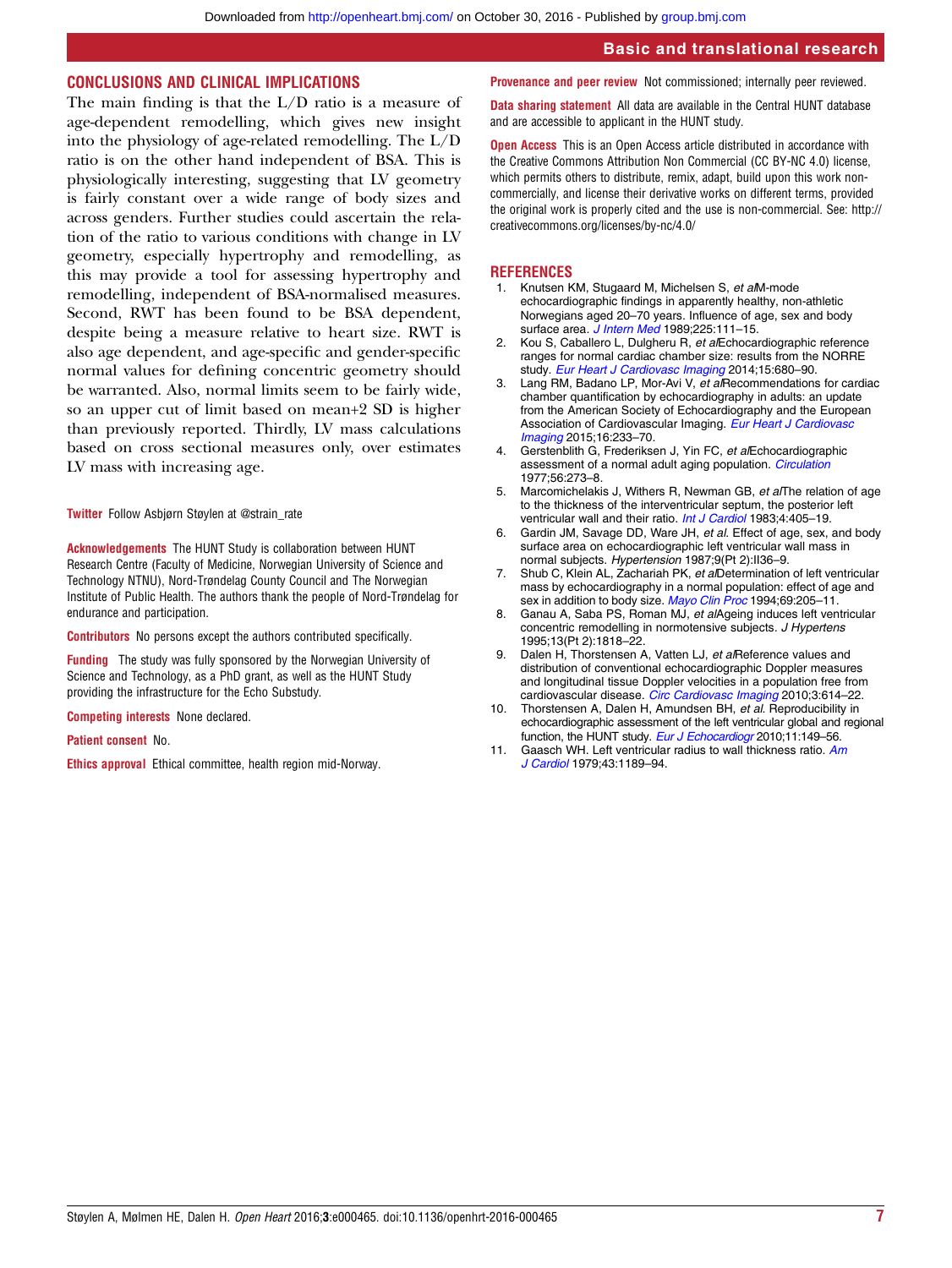## CONCLUSIONS AND CLINICAL IMPLICATIONS

The main finding is that the L/D ratio is a measure of age-dependent remodelling, which gives new insight into the physiology of age-related remodelling. The L/D ratio is on the other hand independent of BSA. This is physiologically interesting, suggesting that LV geometry is fairly constant over a wide range of body sizes and across genders. Further studies could ascertain the relation of the ratio to various conditions with change in LV geometry, especially hypertrophy and remodelling, as this may provide a tool for assessing hypertrophy and remodelling, independent of BSA-normalised measures. Second, RWT has been found to be BSA dependent, despite being a measure relative to heart size. RWT is also age dependent, and age-specific and gender-specific normal values for defining concentric geometry should be warranted. Also, normal limits seem to be fairly wide, so an upper cut of limit based on mean+2 SD is higher than previously reported. Thirdly, LV mass calculations based on cross sectional measures only, over estimates LV mass with increasing age.

**Twitter** Follow Asbjørn Støylen at @strain_rate

**Acknowledgements** The HUNT Study is collaboration between HUNT Research Centre (Faculty of Medicine, Norwegian University of Science and Technology NTNU), Nord-Trøndelag County Council and The Norwegian Institute of Public Health. The authors thank the people of Nord-Trøndelag for endurance and participation.

**Contributors** No persons except the authors contributed specifically.

**Funding** The study was fully sponsored by the Norwegian University of Science and Technology, as a PhD grant, as well as the HUNT Study providing the infrastructure for the Echo Substudy.

**Competing interests** None declared.

**Patient consent** No.

**Ethics approval** Ethical committee, health region mid-Norway.

**Provenance and peer review** Not commissioned; internally peer reviewed.

**Data sharing statement** All data are available in the Central HUNT database and are accessible to applicant in the HUNT study.

**Open Access** This is an Open Access article distributed in accordance with the Creative Commons Attribution Non Commercial (CC BY-NC 4.0) license, which permits others to distribute, remix, adapt, build upon this work non-commercially, and license their derivative works on different terms, provided the original work is properly cited and the use is non-commercial. See: http://creativecommons.org/licenses/by-nc/4.0/

## REFERENCES

1. Knutsen KM, Stugaard M, Michelsen S, *et al*M-mode echocardiographic findings in apparently healthy, non-athletic Norwegians aged 20–70 years. Influence of age, sex and body surface area. *J Intern Med* 1989;225:111–15.
2. Kou S, Caballero L, Dulgheru R, *et al*Echocardiographic reference ranges for normal cardiac chamber size: results from the NORRE study. *Eur Heart J Cardiovasc Imaging* 2014;15:680–90.
3. Lang RM, Badano LP, Mor-Avi V, *et al*Recommendations for cardiac chamber quantification by echocardiography in adults: an update from the American Society of Echocardiography and the European Association of Cardiovascular Imaging. *Eur Heart J Cardiovasc Imaging* 2015;16:233–70.
4. Gerstenblith G, Frederiksen J, Yin FC, *et al*Echocardiographic assessment of a normal adult aging population. *Circulation* 1977;56:273–8.
5. Marcomichelakis J, Withers R, Newman GB, *et al*The relation of age to the thickness of the interventricular septum, the posterior left ventricular wall and their ratio. *Int J Cardiol* 1983;4:405–19.
6. Gardin JM, Savage DD, Ware JH, *et al*. Effect of age, sex, and body surface area on echocardiographic left ventricular wall mass in normal subjects. *Hypertension* 1987;9(Pt 2):II36–9.
7. Shub C, Klein AL, Zachariah PK, *et al*Determination of left ventricular mass by echocardiography in a normal population: effect of age and sex in addition to body size. *Mayo Clin Proc* 1994;69:205–11.
8. Ganau A, Saba PS, Roman MJ, *et al*Ageing induces left ventricular concentric remodelling in normotensive subjects. *J Hypertens* 1995;13(Pt 2):1818–22.
9. Dalen H, Thorstensen A, Vatten LJ, *et al*Reference values and distribution of conventional echocardiographic Doppler measures and longitudinal tissue Doppler velocities in a population free from cardiovascular disease. *Circ Cardiovasc Imaging* 2010;3:614–22.
10. Thorstensen A, Dalen H, Amundsen BH, *et al*. Reproducibility in echocardiographic assessment of the left ventricular global and regional function, the HUNT study. *Eur J Echocardiogr* 2010;11:149–56.
11. Gaasch WH. Left ventricular radius to wall thickness ratio. *Am J Cardiol* 1979;43:1189–94.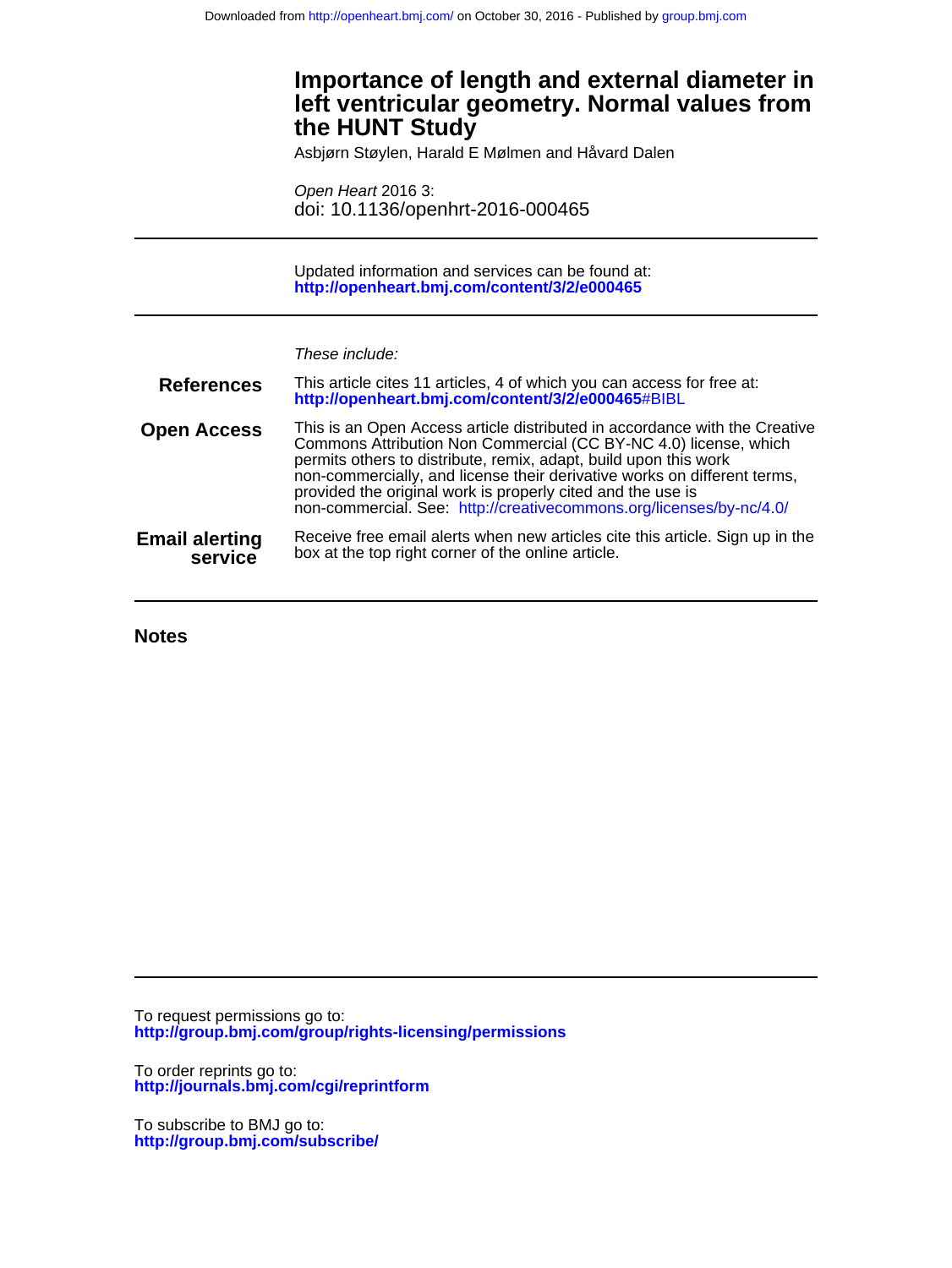# Importance of length and external diameter in left ventricular geometry. Normal values from the HUNT Study

Asbjørn Støylen, Harald E Mølmen and Håvard Dalen

*Open Heart* 2016 3:
doi: 10.1136/openhrt-2016-000465

Updated information and services can be found at:
**http://openheart.bmj.com/content/3/2/e000465**

*These include:*

**References**

This article cites 11 articles, 4 of which you can access for free at:
**http://openheart.bmj.com/content/3/2/e000465**#BIBL

**Open Access**

This is an Open Access article distributed in accordance with the Creative Commons Attribution Non Commercial (CC BY-NC 4.0) license, which permits others to distribute, remix, adapt, build upon this work non-commercially, and license their derivative works on different terms, provided the original work is properly cited and the use is non-commercial. See: http://creativecommons.org/licenses/by-nc/4.0/

**Email alerting service**

Receive free email alerts when new articles cite this article. Sign up in the box at the top right corner of the online article.

## Notes

To request permissions go to:
**http://group.bmj.com/group/rights-licensing/permissions**

To order reprints go to:
**http://journals.bmj.com/cgi/reprintform**

To subscribe to BMJ go to:
**http://group.bmj.com/subscribe/**